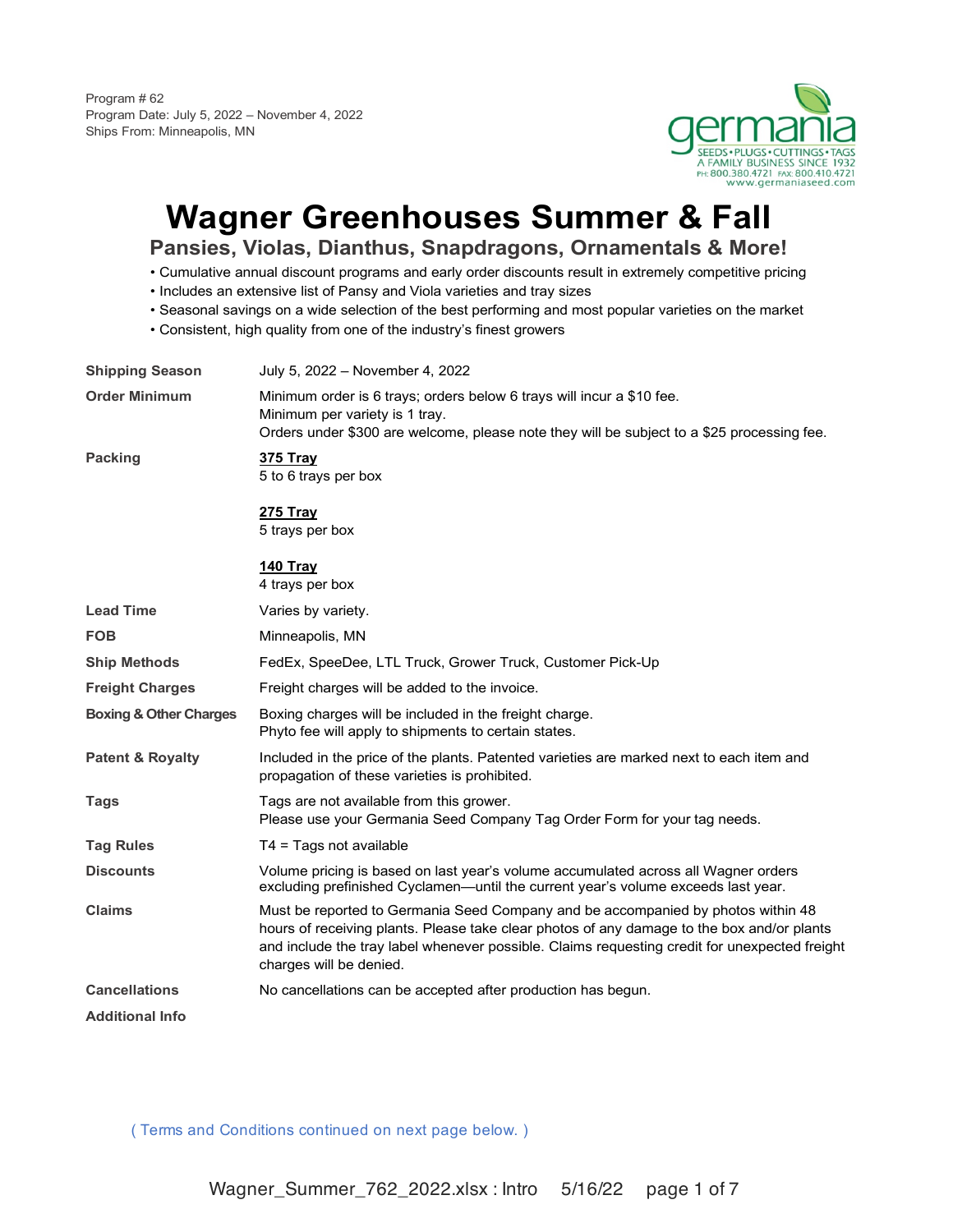Program # 62
Program Date: July 5, 2022 – November 4, 2022
Ships From: Minneapolis, MN

germania
SEEDS • PLUGS • CUTTINGS • TAGS
A FAMILY BUSINESS SINCE 1932
PH: 800.380.4721 FAX: 800.410.4721
www.germaniaseed.com

# Wagner Greenhouses Summer & Fall

## Pansies, Violas, Dianthus, Snapdragons, Ornamentals & More!

- Cumulative annual discount programs and early order discounts result in extremely competitive pricing
- Includes an extensive list of Pansy and Viola varieties and tray sizes
- Seasonal savings on a wide selection of the best performing and most popular varieties on the market
- Consistent, high quality from one of the industry's finest growers

| | |
|---|---|
| **Shipping Season** | July 5, 2022 – November 4, 2022 |
| **Order Minimum** | Minimum order is 6 trays; orders below 6 trays will incur a $10 fee.<br>Minimum per variety is 1 tray.<br>Orders under $300 are welcome, please note they will be subject to a $25 processing fee. |
| **Packing** | **375 Tray**<br>5 to 6 trays per box<br><br>**275 Tray**<br>5 trays per box<br><br>**140 Tray**<br>4 trays per box |
| **Lead Time** | Varies by variety. |
| **FOB** | Minneapolis, MN |
| **Ship Methods** | FedEx, SpeeDee, LTL Truck, Grower Truck, Customer Pick-Up |
| **Freight Charges** | Freight charges will be added to the invoice. |
| **Boxing & Other Charges** | Boxing charges will be included in the freight charge.<br>Phyto fee will apply to shipments to certain states. |
| **Patent & Royalty** | Included in the price of the plants. Patented varieties are marked next to each item and propagation of these varieties is prohibited. |
| **Tags** | Tags are not available from this grower.<br>Please use your Germania Seed Company Tag Order Form for your tag needs. |
| **Tag Rules** | T4 = Tags not available |
| **Discounts** | Volume pricing is based on last year's volume accumulated across all Wagner orders excluding prefinished Cyclamen—until the current year's volume exceeds last year. |
| **Claims** | Must be reported to Germania Seed Company and be accompanied by photos within 48 hours of receiving plants. Please take clear photos of any damage to the box and/or plants and include the tray label whenever possible. Claims requesting credit for unexpected freight charges will be denied. |
| **Cancellations** | No cancellations can be accepted after production has begun. |
| **Additional Info** | |

( Terms and Conditions continued on next page below. )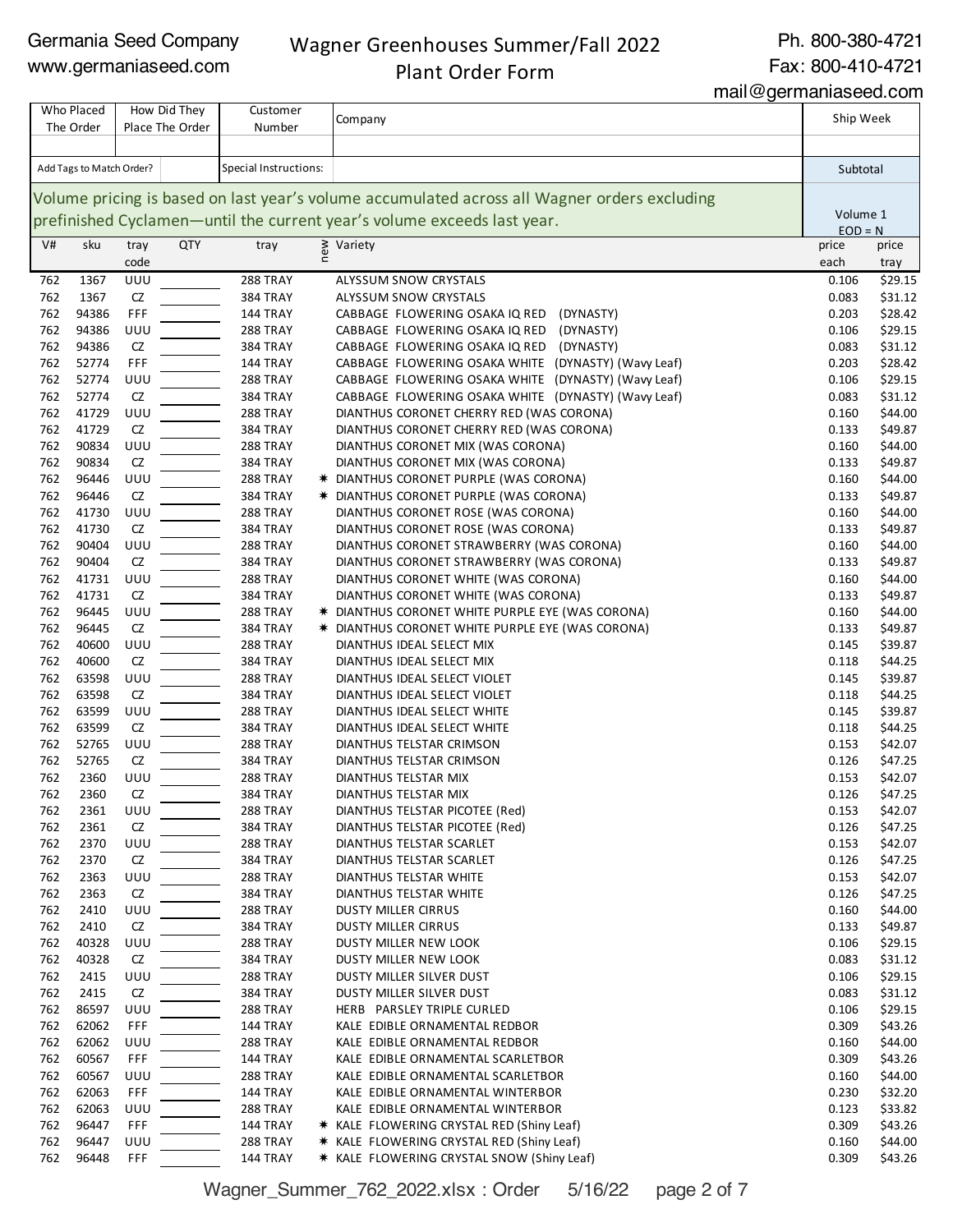Germania Seed Company
www.germaniaseed.com

# Wagner Greenhouses Summer/Fall 2022
# Plant Order Form

Ph. 800-380-4721
Fax: 800-410-4721
mail@germaniaseed.com

| Who Placed The Order | How Did They Place The Order | Customer Number | Company | Ship Week |
|---|---|---|---|---|
| | | | | |
| Add Tags to Match Order? | | Special Instructions: | | Subtotal |

Volume pricing is based on last year's volume accumulated across all Wagner orders excluding prefinished Cyclamen—until the current year's volume exceeds last year.

Volume 1
EOD = N

| V# | sku | tray code | QTY | tray | new | Variety | price each | price tray |
|---|---|---|---|---|---|---|---|---|
| 762 | 1367 | UUU | | 288 TRAY | | ALYSSUM SNOW CRYSTALS | 0.106 | $29.15 |
| 762 | 1367 | CZ | | 384 TRAY | | ALYSSUM SNOW CRYSTALS | 0.083 | $31.12 |
| 762 | 94386 | FFF | | 144 TRAY | | CABBAGE FLOWERING OSAKA IQ RED (DYNASTY) | 0.203 | $28.42 |
| 762 | 94386 | UUU | | 288 TRAY | | CABBAGE FLOWERING OSAKA IQ RED (DYNASTY) | 0.106 | $29.15 |
| 762 | 94386 | CZ | | 384 TRAY | | CABBAGE FLOWERING OSAKA IQ RED (DYNASTY) | 0.083 | $31.12 |
| 762 | 52774 | FFF | | 144 TRAY | | CABBAGE FLOWERING OSAKA WHITE (DYNASTY) (Wavy Leaf) | 0.203 | $28.42 |
| 762 | 52774 | UUU | | 288 TRAY | | CABBAGE FLOWERING OSAKA WHITE (DYNASTY) (Wavy Leaf) | 0.106 | $29.15 |
| 762 | 52774 | CZ | | 384 TRAY | | CABBAGE FLOWERING OSAKA WHITE (DYNASTY) (Wavy Leaf) | 0.083 | $31.12 |
| 762 | 41729 | UUU | | 288 TRAY | | DIANTHUS CORONET CHERRY RED (WAS CORONA) | 0.160 | $44.00 |
| 762 | 41729 | CZ | | 384 TRAY | | DIANTHUS CORONET CHERRY RED (WAS CORONA) | 0.133 | $49.87 |
| 762 | 90834 | UUU | | 288 TRAY | | DIANTHUS CORONET MIX (WAS CORONA) | 0.160 | $44.00 |
| 762 | 90834 | CZ | | 384 TRAY | | DIANTHUS CORONET MIX (WAS CORONA) | 0.133 | $49.87 |
| 762 | 96446 | UUU | | 288 TRAY | ✷ | DIANTHUS CORONET PURPLE (WAS CORONA) | 0.160 | $44.00 |
| 762 | 96446 | CZ | | 384 TRAY | ✷ | DIANTHUS CORONET PURPLE (WAS CORONA) | 0.133 | $49.87 |
| 762 | 41730 | UUU | | 288 TRAY | | DIANTHUS CORONET ROSE (WAS CORONA) | 0.160 | $44.00 |
| 762 | 41730 | CZ | | 384 TRAY | | DIANTHUS CORONET ROSE (WAS CORONA) | 0.133 | $49.87 |
| 762 | 90404 | UUU | | 288 TRAY | | DIANTHUS CORONET STRAWBERRY (WAS CORONA) | 0.160 | $44.00 |
| 762 | 90404 | CZ | | 384 TRAY | | DIANTHUS CORONET STRAWBERRY (WAS CORONA) | 0.133 | $49.87 |
| 762 | 41731 | UUU | | 288 TRAY | | DIANTHUS CORONET WHITE (WAS CORONA) | 0.160 | $44.00 |
| 762 | 41731 | CZ | | 384 TRAY | | DIANTHUS CORONET WHITE (WAS CORONA) | 0.133 | $49.87 |
| 762 | 96445 | UUU | | 288 TRAY | ✷ | DIANTHUS CORONET WHITE PURPLE EYE (WAS CORONA) | 0.160 | $44.00 |
| 762 | 96445 | CZ | | 384 TRAY | ✷ | DIANTHUS CORONET WHITE PURPLE EYE (WAS CORONA) | 0.133 | $49.87 |
| 762 | 40600 | UUU | | 288 TRAY | | DIANTHUS IDEAL SELECT MIX | 0.145 | $39.87 |
| 762 | 40600 | CZ | | 384 TRAY | | DIANTHUS IDEAL SELECT MIX | 0.118 | $44.25 |
| 762 | 63598 | UUU | | 288 TRAY | | DIANTHUS IDEAL SELECT VIOLET | 0.145 | $39.87 |
| 762 | 63598 | CZ | | 384 TRAY | | DIANTHUS IDEAL SELECT VIOLET | 0.118 | $44.25 |
| 762 | 63599 | UUU | | 288 TRAY | | DIANTHUS IDEAL SELECT WHITE | 0.145 | $39.87 |
| 762 | 63599 | CZ | | 384 TRAY | | DIANTHUS IDEAL SELECT WHITE | 0.118 | $44.25 |
| 762 | 52765 | UUU | | 288 TRAY | | DIANTHUS TELSTAR CRIMSON | 0.153 | $42.07 |
| 762 | 52765 | CZ | | 384 TRAY | | DIANTHUS TELSTAR CRIMSON | 0.126 | $47.25 |
| 762 | 2360 | UUU | | 288 TRAY | | DIANTHUS TELSTAR MIX | 0.153 | $42.07 |
| 762 | 2360 | CZ | | 384 TRAY | | DIANTHUS TELSTAR MIX | 0.126 | $47.25 |
| 762 | 2361 | UUU | | 288 TRAY | | DIANTHUS TELSTAR PICOTEE (Red) | 0.153 | $42.07 |
| 762 | 2361 | CZ | | 384 TRAY | | DIANTHUS TELSTAR PICOTEE (Red) | 0.126 | $47.25 |
| 762 | 2370 | UUU | | 288 TRAY | | DIANTHUS TELSTAR SCARLET | 0.153 | $42.07 |
| 762 | 2370 | CZ | | 384 TRAY | | DIANTHUS TELSTAR SCARLET | 0.126 | $47.25 |
| 762 | 2363 | UUU | | 288 TRAY | | DIANTHUS TELSTAR WHITE | 0.153 | $42.07 |
| 762 | 2363 | CZ | | 384 TRAY | | DIANTHUS TELSTAR WHITE | 0.126 | $47.25 |
| 762 | 2410 | UUU | | 288 TRAY | | DUSTY MILLER CIRRUS | 0.160 | $44.00 |
| 762 | 2410 | CZ | | 384 TRAY | | DUSTY MILLER CIRRUS | 0.133 | $49.87 |
| 762 | 40328 | UUU | | 288 TRAY | | DUSTY MILLER NEW LOOK | 0.106 | $29.15 |
| 762 | 40328 | CZ | | 384 TRAY | | DUSTY MILLER NEW LOOK | 0.083 | $31.12 |
| 762 | 2415 | UUU | | 288 TRAY | | DUSTY MILLER SILVER DUST | 0.106 | $29.15 |
| 762 | 2415 | CZ | | 384 TRAY | | DUSTY MILLER SILVER DUST | 0.083 | $31.12 |
| 762 | 86597 | UUU | | 288 TRAY | | HERB PARSLEY TRIPLE CURLED | 0.106 | $29.15 |
| 762 | 62062 | FFF | | 144 TRAY | | KALE EDIBLE ORNAMENTAL REDBOR | 0.309 | $43.26 |
| 762 | 62062 | UUU | | 288 TRAY | | KALE EDIBLE ORNAMENTAL REDBOR | 0.160 | $44.00 |
| 762 | 60567 | FFF | | 144 TRAY | | KALE EDIBLE ORNAMENTAL SCARLETBOR | 0.309 | $43.26 |
| 762 | 60567 | UUU | | 288 TRAY | | KALE EDIBLE ORNAMENTAL SCARLETBOR | 0.160 | $44.00 |
| 762 | 62063 | FFF | | 144 TRAY | | KALE EDIBLE ORNAMENTAL WINTERBOR | 0.230 | $32.20 |
| 762 | 62063 | UUU | | 288 TRAY | | KALE EDIBLE ORNAMENTAL WINTERBOR | 0.123 | $33.82 |
| 762 | 96447 | FFF | | 144 TRAY | ✷ | KALE FLOWERING CRYSTAL RED (Shiny Leaf) | 0.309 | $43.26 |
| 762 | 96447 | UUU | | 288 TRAY | ✷ | KALE FLOWERING CRYSTAL RED (Shiny Leaf) | 0.160 | $44.00 |
| 762 | 96448 | FFF | | 144 TRAY | ✷ | KALE FLOWERING CRYSTAL SNOW (Shiny Leaf) | 0.309 | $43.26 |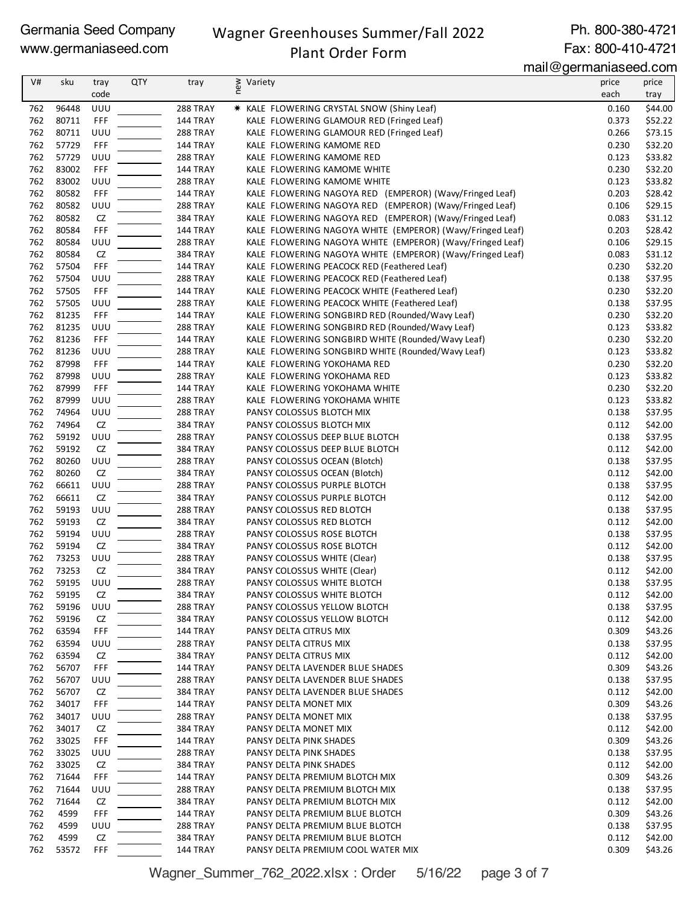Germania Seed Company
www.germaniaseed.com

# Wagner Greenhouses Summer/Fall 2022
## Plant Order Form

Ph. 800-380-4721
Fax: 800-410-4721
mail@germaniaseed.com

| V# | sku | tray code | QTY | tray | new | Variety | price each | price tray |
|---|---|---|---|---|---|---|---|---|
| 762 | 96448 | UUU | | 288 TRAY | * | KALE FLOWERING CRYSTAL SNOW (Shiny Leaf) | 0.160 | $44.00 |
| 762 | 80711 | FFF | | 144 TRAY | | KALE FLOWERING GLAMOUR RED (Fringed Leaf) | 0.373 | $52.22 |
| 762 | 80711 | UUU | | 288 TRAY | | KALE FLOWERING GLAMOUR RED (Fringed Leaf) | 0.266 | $73.15 |
| 762 | 57729 | FFF | | 144 TRAY | | KALE FLOWERING KAMOME RED | 0.230 | $32.20 |
| 762 | 57729 | UUU | | 288 TRAY | | KALE FLOWERING KAMOME RED | 0.123 | $33.82 |
| 762 | 83002 | FFF | | 144 TRAY | | KALE FLOWERING KAMOME WHITE | 0.230 | $32.20 |
| 762 | 83002 | UUU | | 288 TRAY | | KALE FLOWERING KAMOME WHITE | 0.123 | $33.82 |
| 762 | 80582 | FFF | | 144 TRAY | | KALE FLOWERING NAGOYA RED (EMPEROR) (Wavy/Fringed Leaf) | 0.203 | $28.42 |
| 762 | 80582 | UUU | | 288 TRAY | | KALE FLOWERING NAGOYA RED (EMPEROR) (Wavy/Fringed Leaf) | 0.106 | $29.15 |
| 762 | 80582 | CZ | | 384 TRAY | | KALE FLOWERING NAGOYA RED (EMPEROR) (Wavy/Fringed Leaf) | 0.083 | $31.12 |
| 762 | 80584 | FFF | | 144 TRAY | | KALE FLOWERING NAGOYA WHITE (EMPEROR) (Wavy/Fringed Leaf) | 0.203 | $28.42 |
| 762 | 80584 | UUU | | 288 TRAY | | KALE FLOWERING NAGOYA WHITE (EMPEROR) (Wavy/Fringed Leaf) | 0.106 | $29.15 |
| 762 | 80584 | CZ | | 384 TRAY | | KALE FLOWERING NAGOYA WHITE (EMPEROR) (Wavy/Fringed Leaf) | 0.083 | $31.12 |
| 762 | 57504 | FFF | | 144 TRAY | | KALE FLOWERING PEACOCK RED (Feathered Leaf) | 0.230 | $32.20 |
| 762 | 57504 | UUU | | 288 TRAY | | KALE FLOWERING PEACOCK RED (Feathered Leaf) | 0.138 | $37.95 |
| 762 | 57505 | FFF | | 144 TRAY | | KALE FLOWERING PEACOCK WHITE (Feathered Leaf) | 0.230 | $32.20 |
| 762 | 57505 | UUU | | 288 TRAY | | KALE FLOWERING PEACOCK WHITE (Feathered Leaf) | 0.138 | $37.95 |
| 762 | 81235 | FFF | | 144 TRAY | | KALE FLOWERING SONGBIRD RED (Rounded/Wavy Leaf) | 0.230 | $32.20 |
| 762 | 81235 | UUU | | 288 TRAY | | KALE FLOWERING SONGBIRD RED (Rounded/Wavy Leaf) | 0.123 | $33.82 |
| 762 | 81236 | FFF | | 144 TRAY | | KALE FLOWERING SONGBIRD WHITE (Rounded/Wavy Leaf) | 0.230 | $32.20 |
| 762 | 81236 | UUU | | 288 TRAY | | KALE FLOWERING SONGBIRD WHITE (Rounded/Wavy Leaf) | 0.123 | $33.82 |
| 762 | 87998 | FFF | | 144 TRAY | | KALE FLOWERING YOKOHAMA RED | 0.230 | $32.20 |
| 762 | 87998 | UUU | | 288 TRAY | | KALE FLOWERING YOKOHAMA RED | 0.123 | $33.82 |
| 762 | 87999 | FFF | | 144 TRAY | | KALE FLOWERING YOKOHAMA WHITE | 0.230 | $32.20 |
| 762 | 87999 | UUU | | 288 TRAY | | KALE FLOWERING YOKOHAMA WHITE | 0.123 | $33.82 |
| 762 | 74964 | UUU | | 288 TRAY | | PANSY COLOSSUS BLOTCH MIX | 0.138 | $37.95 |
| 762 | 74964 | CZ | | 384 TRAY | | PANSY COLOSSUS BLOTCH MIX | 0.112 | $42.00 |
| 762 | 59192 | UUU | | 288 TRAY | | PANSY COLOSSUS DEEP BLUE BLOTCH | 0.138 | $37.95 |
| 762 | 59192 | CZ | | 384 TRAY | | PANSY COLOSSUS DEEP BLUE BLOTCH | 0.112 | $42.00 |
| 762 | 80260 | UUU | | 288 TRAY | | PANSY COLOSSUS OCEAN (Blotch) | 0.138 | $37.95 |
| 762 | 80260 | CZ | | 384 TRAY | | PANSY COLOSSUS OCEAN (Blotch) | 0.112 | $42.00 |
| 762 | 66611 | UUU | | 288 TRAY | | PANSY COLOSSUS PURPLE BLOTCH | 0.138 | $37.95 |
| 762 | 66611 | CZ | | 384 TRAY | | PANSY COLOSSUS PURPLE BLOTCH | 0.112 | $42.00 |
| 762 | 59193 | UUU | | 288 TRAY | | PANSY COLOSSUS RED BLOTCH | 0.138 | $37.95 |
| 762 | 59193 | CZ | | 384 TRAY | | PANSY COLOSSUS RED BLOTCH | 0.112 | $42.00 |
| 762 | 59194 | UUU | | 288 TRAY | | PANSY COLOSSUS ROSE BLOTCH | 0.138 | $37.95 |
| 762 | 59194 | CZ | | 384 TRAY | | PANSY COLOSSUS ROSE BLOTCH | 0.112 | $42.00 |
| 762 | 73253 | UUU | | 288 TRAY | | PANSY COLOSSUS WHITE (Clear) | 0.138 | $37.95 |
| 762 | 73253 | CZ | | 384 TRAY | | PANSY COLOSSUS WHITE (Clear) | 0.112 | $42.00 |
| 762 | 59195 | UUU | | 288 TRAY | | PANSY COLOSSUS WHITE BLOTCH | 0.138 | $37.95 |
| 762 | 59195 | CZ | | 384 TRAY | | PANSY COLOSSUS WHITE BLOTCH | 0.112 | $42.00 |
| 762 | 59196 | UUU | | 288 TRAY | | PANSY COLOSSUS YELLOW BLOTCH | 0.138 | $37.95 |
| 762 | 59196 | CZ | | 384 TRAY | | PANSY COLOSSUS YELLOW BLOTCH | 0.112 | $42.00 |
| 762 | 63594 | FFF | | 144 TRAY | | PANSY DELTA CITRUS MIX | 0.309 | $43.26 |
| 762 | 63594 | UUU | | 288 TRAY | | PANSY DELTA CITRUS MIX | 0.138 | $37.95 |
| 762 | 63594 | CZ | | 384 TRAY | | PANSY DELTA CITRUS MIX | 0.112 | $42.00 |
| 762 | 56707 | FFF | | 144 TRAY | | PANSY DELTA LAVENDER BLUE SHADES | 0.309 | $43.26 |
| 762 | 56707 | UUU | | 288 TRAY | | PANSY DELTA LAVENDER BLUE SHADES | 0.138 | $37.95 |
| 762 | 56707 | CZ | | 384 TRAY | | PANSY DELTA LAVENDER BLUE SHADES | 0.112 | $42.00 |
| 762 | 34017 | FFF | | 144 TRAY | | PANSY DELTA MONET MIX | 0.309 | $43.26 |
| 762 | 34017 | UUU | | 288 TRAY | | PANSY DELTA MONET MIX | 0.138 | $37.95 |
| 762 | 34017 | CZ | | 384 TRAY | | PANSY DELTA MONET MIX | 0.112 | $42.00 |
| 762 | 33025 | FFF | | 144 TRAY | | PANSY DELTA PINK SHADES | 0.309 | $43.26 |
| 762 | 33025 | UUU | | 288 TRAY | | PANSY DELTA PINK SHADES | 0.138 | $37.95 |
| 762 | 33025 | CZ | | 384 TRAY | | PANSY DELTA PINK SHADES | 0.112 | $42.00 |
| 762 | 71644 | FFF | | 144 TRAY | | PANSY DELTA PREMIUM BLOTCH MIX | 0.309 | $43.26 |
| 762 | 71644 | UUU | | 288 TRAY | | PANSY DELTA PREMIUM BLOTCH MIX | 0.138 | $37.95 |
| 762 | 71644 | CZ | | 384 TRAY | | PANSY DELTA PREMIUM BLOTCH MIX | 0.112 | $42.00 |
| 762 | 4599 | FFF | | 144 TRAY | | PANSY DELTA PREMIUM BLUE BLOTCH | 0.309 | $43.26 |
| 762 | 4599 | UUU | | 288 TRAY | | PANSY DELTA PREMIUM BLUE BLOTCH | 0.138 | $37.95 |
| 762 | 4599 | CZ | | 384 TRAY | | PANSY DELTA PREMIUM BLUE BLOTCH | 0.112 | $42.00 |
| 762 | 53572 | FFF | | 144 TRAY | | PANSY DELTA PREMIUM COOL WATER MIX | 0.309 | $43.26 |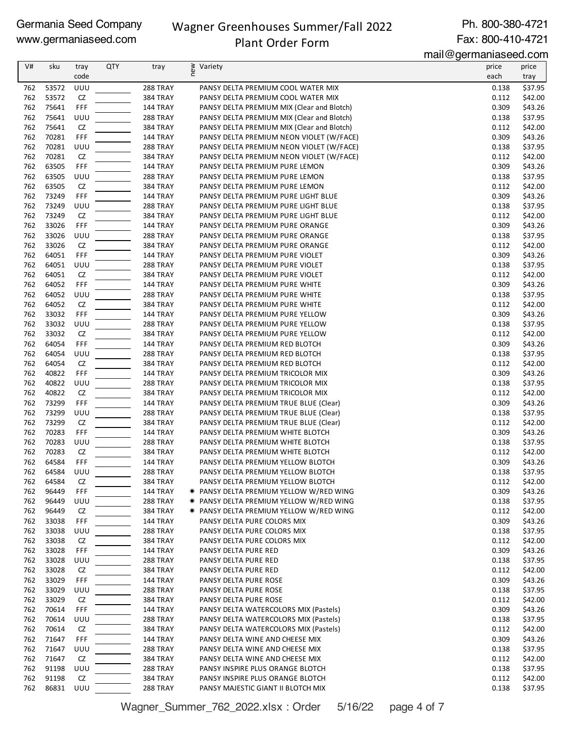Germania Seed Company
www.germaniaseed.com

# Wagner Greenhouses Summer/Fall 2022
## Plant Order Form

Ph. 800-380-4721
Fax: 800-410-4721
mail@germaniaseed.com

| V# | sku | tray code | QTY | tray | new | Variety | price each | price tray |
|---|---|---|---|---|---|---|---|---|
| 762 | 53572 | UUU | | 288 TRAY | | PANSY DELTA PREMIUM COOL WATER MIX | 0.138 | $37.95 |
| 762 | 53572 | CZ | | 384 TRAY | | PANSY DELTA PREMIUM COOL WATER MIX | 0.112 | $42.00 |
| 762 | 75641 | FFF | | 144 TRAY | | PANSY DELTA PREMIUM MIX (Clear and Blotch) | 0.309 | $43.26 |
| 762 | 75641 | UUU | | 288 TRAY | | PANSY DELTA PREMIUM MIX (Clear and Blotch) | 0.138 | $37.95 |
| 762 | 75641 | CZ | | 384 TRAY | | PANSY DELTA PREMIUM MIX (Clear and Blotch) | 0.112 | $42.00 |
| 762 | 70281 | FFF | | 144 TRAY | | PANSY DELTA PREMIUM NEON VIOLET (W/FACE) | 0.309 | $43.26 |
| 762 | 70281 | UUU | | 288 TRAY | | PANSY DELTA PREMIUM NEON VIOLET (W/FACE) | 0.138 | $37.95 |
| 762 | 70281 | CZ | | 384 TRAY | | PANSY DELTA PREMIUM NEON VIOLET (W/FACE) | 0.112 | $42.00 |
| 762 | 63505 | FFF | | 144 TRAY | | PANSY DELTA PREMIUM PURE LEMON | 0.309 | $43.26 |
| 762 | 63505 | UUU | | 288 TRAY | | PANSY DELTA PREMIUM PURE LEMON | 0.138 | $37.95 |
| 762 | 63505 | CZ | | 384 TRAY | | PANSY DELTA PREMIUM PURE LEMON | 0.112 | $42.00 |
| 762 | 73249 | FFF | | 144 TRAY | | PANSY DELTA PREMIUM PURE LIGHT BLUE | 0.309 | $43.26 |
| 762 | 73249 | UUU | | 288 TRAY | | PANSY DELTA PREMIUM PURE LIGHT BLUE | 0.138 | $37.95 |
| 762 | 73249 | CZ | | 384 TRAY | | PANSY DELTA PREMIUM PURE LIGHT BLUE | 0.112 | $42.00 |
| 762 | 33026 | FFF | | 144 TRAY | | PANSY DELTA PREMIUM PURE ORANGE | 0.309 | $43.26 |
| 762 | 33026 | UUU | | 288 TRAY | | PANSY DELTA PREMIUM PURE ORANGE | 0.138 | $37.95 |
| 762 | 33026 | CZ | | 384 TRAY | | PANSY DELTA PREMIUM PURE ORANGE | 0.112 | $42.00 |
| 762 | 64051 | FFF | | 144 TRAY | | PANSY DELTA PREMIUM PURE VIOLET | 0.309 | $43.26 |
| 762 | 64051 | UUU | | 288 TRAY | | PANSY DELTA PREMIUM PURE VIOLET | 0.138 | $37.95 |
| 762 | 64051 | CZ | | 384 TRAY | | PANSY DELTA PREMIUM PURE VIOLET | 0.112 | $42.00 |
| 762 | 64052 | FFF | | 144 TRAY | | PANSY DELTA PREMIUM PURE WHITE | 0.309 | $43.26 |
| 762 | 64052 | UUU | | 288 TRAY | | PANSY DELTA PREMIUM PURE WHITE | 0.138 | $37.95 |
| 762 | 64052 | CZ | | 384 TRAY | | PANSY DELTA PREMIUM PURE WHITE | 0.112 | $42.00 |
| 762 | 33032 | FFF | | 144 TRAY | | PANSY DELTA PREMIUM PURE YELLOW | 0.309 | $43.26 |
| 762 | 33032 | UUU | | 288 TRAY | | PANSY DELTA PREMIUM PURE YELLOW | 0.138 | $37.95 |
| 762 | 33032 | CZ | | 384 TRAY | | PANSY DELTA PREMIUM PURE YELLOW | 0.112 | $42.00 |
| 762 | 64054 | FFF | | 144 TRAY | | PANSY DELTA PREMIUM RED BLOTCH | 0.309 | $43.26 |
| 762 | 64054 | UUU | | 288 TRAY | | PANSY DELTA PREMIUM RED BLOTCH | 0.138 | $37.95 |
| 762 | 64054 | CZ | | 384 TRAY | | PANSY DELTA PREMIUM RED BLOTCH | 0.112 | $42.00 |
| 762 | 40822 | FFF | | 144 TRAY | | PANSY DELTA PREMIUM TRICOLOR MIX | 0.309 | $43.26 |
| 762 | 40822 | UUU | | 288 TRAY | | PANSY DELTA PREMIUM TRICOLOR MIX | 0.138 | $37.95 |
| 762 | 40822 | CZ | | 384 TRAY | | PANSY DELTA PREMIUM TRICOLOR MIX | 0.112 | $42.00 |
| 762 | 73299 | FFF | | 144 TRAY | | PANSY DELTA PREMIUM TRUE BLUE (Clear) | 0.309 | $43.26 |
| 762 | 73299 | UUU | | 288 TRAY | | PANSY DELTA PREMIUM TRUE BLUE (Clear) | 0.138 | $37.95 |
| 762 | 73299 | CZ | | 384 TRAY | | PANSY DELTA PREMIUM TRUE BLUE (Clear) | 0.112 | $42.00 |
| 762 | 70283 | FFF | | 144 TRAY | | PANSY DELTA PREMIUM WHITE BLOTCH | 0.309 | $43.26 |
| 762 | 70283 | UUU | | 288 TRAY | | PANSY DELTA PREMIUM WHITE BLOTCH | 0.138 | $37.95 |
| 762 | 70283 | CZ | | 384 TRAY | | PANSY DELTA PREMIUM WHITE BLOTCH | 0.112 | $42.00 |
| 762 | 64584 | FFF | | 144 TRAY | | PANSY DELTA PREMIUM YELLOW BLOTCH | 0.309 | $43.26 |
| 762 | 64584 | UUU | | 288 TRAY | | PANSY DELTA PREMIUM YELLOW BLOTCH | 0.138 | $37.95 |
| 762 | 64584 | CZ | | 384 TRAY | | PANSY DELTA PREMIUM YELLOW BLOTCH | 0.112 | $42.00 |
| 762 | 96449 | FFF | | 144 TRAY | * | PANSY DELTA PREMIUM YELLOW W/RED WING | 0.309 | $43.26 |
| 762 | 96449 | UUU | | 288 TRAY | * | PANSY DELTA PREMIUM YELLOW W/RED WING | 0.138 | $37.95 |
| 762 | 96449 | CZ | | 384 TRAY | * | PANSY DELTA PREMIUM YELLOW W/RED WING | 0.112 | $42.00 |
| 762 | 33038 | FFF | | 144 TRAY | | PANSY DELTA PURE COLORS MIX | 0.309 | $43.26 |
| 762 | 33038 | UUU | | 288 TRAY | | PANSY DELTA PURE COLORS MIX | 0.138 | $37.95 |
| 762 | 33038 | CZ | | 384 TRAY | | PANSY DELTA PURE COLORS MIX | 0.112 | $42.00 |
| 762 | 33028 | FFF | | 144 TRAY | | PANSY DELTA PURE RED | 0.309 | $43.26 |
| 762 | 33028 | UUU | | 288 TRAY | | PANSY DELTA PURE RED | 0.138 | $37.95 |
| 762 | 33028 | CZ | | 384 TRAY | | PANSY DELTA PURE RED | 0.112 | $42.00 |
| 762 | 33029 | FFF | | 144 TRAY | | PANSY DELTA PURE ROSE | 0.309 | $43.26 |
| 762 | 33029 | UUU | | 288 TRAY | | PANSY DELTA PURE ROSE | 0.138 | $37.95 |
| 762 | 33029 | CZ | | 384 TRAY | | PANSY DELTA PURE ROSE | 0.112 | $42.00 |
| 762 | 70614 | FFF | | 144 TRAY | | PANSY DELTA WATERCOLORS MIX (Pastels) | 0.309 | $43.26 |
| 762 | 70614 | UUU | | 288 TRAY | | PANSY DELTA WATERCOLORS MIX (Pastels) | 0.138 | $37.95 |
| 762 | 70614 | CZ | | 384 TRAY | | PANSY DELTA WATERCOLORS MIX (Pastels) | 0.112 | $42.00 |
| 762 | 71647 | FFF | | 144 TRAY | | PANSY DELTA WINE AND CHEESE MIX | 0.309 | $43.26 |
| 762 | 71647 | UUU | | 288 TRAY | | PANSY DELTA WINE AND CHEESE MIX | 0.138 | $37.95 |
| 762 | 71647 | CZ | | 384 TRAY | | PANSY DELTA WINE AND CHEESE MIX | 0.112 | $42.00 |
| 762 | 91198 | UUU | | 288 TRAY | | PANSY INSPIRE PLUS ORANGE BLOTCH | 0.138 | $37.95 |
| 762 | 91198 | CZ | | 384 TRAY | | PANSY INSPIRE PLUS ORANGE BLOTCH | 0.112 | $42.00 |
| 762 | 86831 | UUU | | 288 TRAY | | PANSY MAJESTIC GIANT II BLOTCH MIX | 0.138 | $37.95 |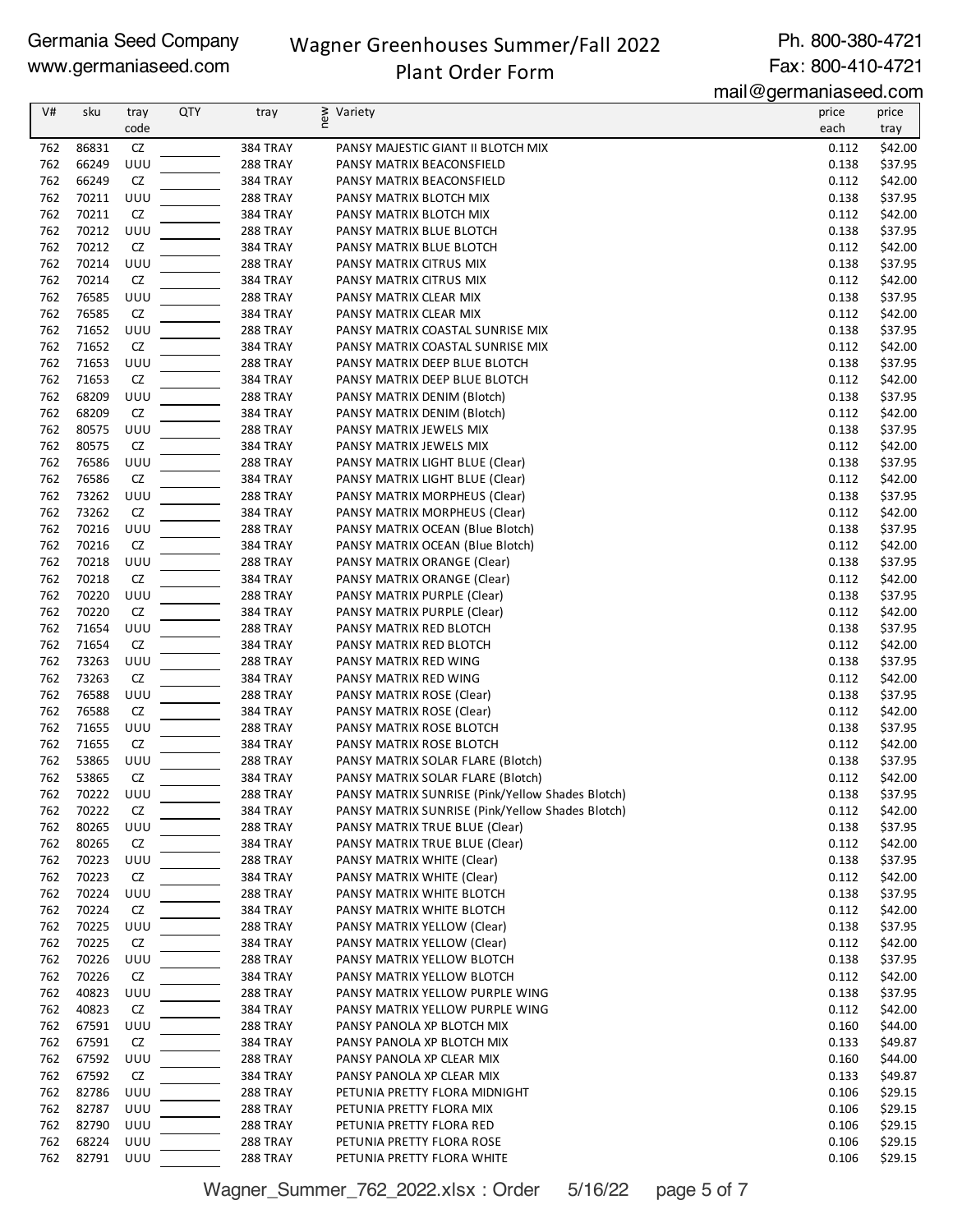Germania Seed Company
www.germaniaseed.com

# Wagner Greenhouses Summer/Fall 2022
## Plant Order Form

Ph. 800-380-4721
Fax: 800-410-4721
mail@germaniaseed.com

| V# | sku | tray code | QTY | tray | new | Variety | price each | price tray |
|---|---|---|---|---|---|---|---|---|
| 762 | 86831 | CZ | | 384 TRAY | | PANSY MAJESTIC GIANT II BLOTCH MIX | 0.112 | $42.00 |
| 762 | 66249 | UUU | | 288 TRAY | | PANSY MATRIX BEACONSFIELD | 0.138 | $37.95 |
| 762 | 66249 | CZ | | 384 TRAY | | PANSY MATRIX BEACONSFIELD | 0.112 | $42.00 |
| 762 | 70211 | UUU | | 288 TRAY | | PANSY MATRIX BLOTCH MIX | 0.138 | $37.95 |
| 762 | 70211 | CZ | | 384 TRAY | | PANSY MATRIX BLOTCH MIX | 0.112 | $42.00 |
| 762 | 70212 | UUU | | 288 TRAY | | PANSY MATRIX BLUE BLOTCH | 0.138 | $37.95 |
| 762 | 70212 | CZ | | 384 TRAY | | PANSY MATRIX BLUE BLOTCH | 0.112 | $42.00 |
| 762 | 70214 | UUU | | 288 TRAY | | PANSY MATRIX CITRUS MIX | 0.138 | $37.95 |
| 762 | 70214 | CZ | | 384 TRAY | | PANSY MATRIX CITRUS MIX | 0.112 | $42.00 |
| 762 | 76585 | UUU | | 288 TRAY | | PANSY MATRIX CLEAR MIX | 0.138 | $37.95 |
| 762 | 76585 | CZ | | 384 TRAY | | PANSY MATRIX CLEAR MIX | 0.112 | $42.00 |
| 762 | 71652 | UUU | | 288 TRAY | | PANSY MATRIX COASTAL SUNRISE MIX | 0.138 | $37.95 |
| 762 | 71652 | CZ | | 384 TRAY | | PANSY MATRIX COASTAL SUNRISE MIX | 0.112 | $42.00 |
| 762 | 71653 | UUU | | 288 TRAY | | PANSY MATRIX DEEP BLUE BLOTCH | 0.138 | $37.95 |
| 762 | 71653 | CZ | | 384 TRAY | | PANSY MATRIX DEEP BLUE BLOTCH | 0.112 | $42.00 |
| 762 | 68209 | UUU | | 288 TRAY | | PANSY MATRIX DENIM (Blotch) | 0.138 | $37.95 |
| 762 | 68209 | CZ | | 384 TRAY | | PANSY MATRIX DENIM (Blotch) | 0.112 | $42.00 |
| 762 | 80575 | UUU | | 288 TRAY | | PANSY MATRIX JEWELS MIX | 0.138 | $37.95 |
| 762 | 80575 | CZ | | 384 TRAY | | PANSY MATRIX JEWELS MIX | 0.112 | $42.00 |
| 762 | 76586 | UUU | | 288 TRAY | | PANSY MATRIX LIGHT BLUE (Clear) | 0.138 | $37.95 |
| 762 | 76586 | CZ | | 384 TRAY | | PANSY MATRIX LIGHT BLUE (Clear) | 0.112 | $42.00 |
| 762 | 73262 | UUU | | 288 TRAY | | PANSY MATRIX MORPHEUS (Clear) | 0.138 | $37.95 |
| 762 | 73262 | CZ | | 384 TRAY | | PANSY MATRIX MORPHEUS (Clear) | 0.112 | $42.00 |
| 762 | 70216 | UUU | | 288 TRAY | | PANSY MATRIX OCEAN (Blue Blotch) | 0.138 | $37.95 |
| 762 | 70216 | CZ | | 384 TRAY | | PANSY MATRIX OCEAN (Blue Blotch) | 0.112 | $42.00 |
| 762 | 70218 | UUU | | 288 TRAY | | PANSY MATRIX ORANGE (Clear) | 0.138 | $37.95 |
| 762 | 70218 | CZ | | 384 TRAY | | PANSY MATRIX ORANGE (Clear) | 0.112 | $42.00 |
| 762 | 70220 | UUU | | 288 TRAY | | PANSY MATRIX PURPLE (Clear) | 0.138 | $37.95 |
| 762 | 70220 | CZ | | 384 TRAY | | PANSY MATRIX PURPLE (Clear) | 0.112 | $42.00 |
| 762 | 71654 | UUU | | 288 TRAY | | PANSY MATRIX RED BLOTCH | 0.138 | $37.95 |
| 762 | 71654 | CZ | | 384 TRAY | | PANSY MATRIX RED BLOTCH | 0.112 | $42.00 |
| 762 | 73263 | UUU | | 288 TRAY | | PANSY MATRIX RED WING | 0.138 | $37.95 |
| 762 | 73263 | CZ | | 384 TRAY | | PANSY MATRIX RED WING | 0.112 | $42.00 |
| 762 | 76588 | UUU | | 288 TRAY | | PANSY MATRIX ROSE (Clear) | 0.138 | $37.95 |
| 762 | 76588 | CZ | | 384 TRAY | | PANSY MATRIX ROSE (Clear) | 0.112 | $42.00 |
| 762 | 71655 | UUU | | 288 TRAY | | PANSY MATRIX ROSE BLOTCH | 0.138 | $37.95 |
| 762 | 71655 | CZ | | 384 TRAY | | PANSY MATRIX ROSE BLOTCH | 0.112 | $42.00 |
| 762 | 53865 | UUU | | 288 TRAY | | PANSY MATRIX SOLAR FLARE (Blotch) | 0.138 | $37.95 |
| 762 | 53865 | CZ | | 384 TRAY | | PANSY MATRIX SOLAR FLARE (Blotch) | 0.112 | $42.00 |
| 762 | 70222 | UUU | | 288 TRAY | | PANSY MATRIX SUNRISE (Pink/Yellow Shades Blotch) | 0.138 | $37.95 |
| 762 | 70222 | CZ | | 384 TRAY | | PANSY MATRIX SUNRISE (Pink/Yellow Shades Blotch) | 0.112 | $42.00 |
| 762 | 80265 | UUU | | 288 TRAY | | PANSY MATRIX TRUE BLUE (Clear) | 0.138 | $37.95 |
| 762 | 80265 | CZ | | 384 TRAY | | PANSY MATRIX TRUE BLUE (Clear) | 0.112 | $42.00 |
| 762 | 70223 | UUU | | 288 TRAY | | PANSY MATRIX WHITE (Clear) | 0.138 | $37.95 |
| 762 | 70223 | CZ | | 384 TRAY | | PANSY MATRIX WHITE (Clear) | 0.112 | $42.00 |
| 762 | 70224 | UUU | | 288 TRAY | | PANSY MATRIX WHITE BLOTCH | 0.138 | $37.95 |
| 762 | 70224 | CZ | | 384 TRAY | | PANSY MATRIX WHITE BLOTCH | 0.112 | $42.00 |
| 762 | 70225 | UUU | | 288 TRAY | | PANSY MATRIX YELLOW (Clear) | 0.138 | $37.95 |
| 762 | 70225 | CZ | | 384 TRAY | | PANSY MATRIX YELLOW (Clear) | 0.112 | $42.00 |
| 762 | 70226 | UUU | | 288 TRAY | | PANSY MATRIX YELLOW BLOTCH | 0.138 | $37.95 |
| 762 | 70226 | CZ | | 384 TRAY | | PANSY MATRIX YELLOW BLOTCH | 0.112 | $42.00 |
| 762 | 40823 | UUU | | 288 TRAY | | PANSY MATRIX YELLOW PURPLE WING | 0.138 | $37.95 |
| 762 | 40823 | CZ | | 384 TRAY | | PANSY MATRIX YELLOW PURPLE WING | 0.112 | $42.00 |
| 762 | 67591 | UUU | | 288 TRAY | | PANSY PANOLA XP BLOTCH MIX | 0.160 | $44.00 |
| 762 | 67591 | CZ | | 384 TRAY | | PANSY PANOLA XP BLOTCH MIX | 0.133 | $49.87 |
| 762 | 67592 | UUU | | 288 TRAY | | PANSY PANOLA XP CLEAR MIX | 0.160 | $44.00 |
| 762 | 67592 | CZ | | 384 TRAY | | PANSY PANOLA XP CLEAR MIX | 0.133 | $49.87 |
| 762 | 82786 | UUU | | 288 TRAY | | PETUNIA PRETTY FLORA MIDNIGHT | 0.106 | $29.15 |
| 762 | 82787 | UUU | | 288 TRAY | | PETUNIA PRETTY FLORA MIX | 0.106 | $29.15 |
| 762 | 82790 | UUU | | 288 TRAY | | PETUNIA PRETTY FLORA RED | 0.106 | $29.15 |
| 762 | 68224 | UUU | | 288 TRAY | | PETUNIA PRETTY FLORA ROSE | 0.106 | $29.15 |
| 762 | 82791 | UUU | | 288 TRAY | | PETUNIA PRETTY FLORA WHITE | 0.106 | $29.15 |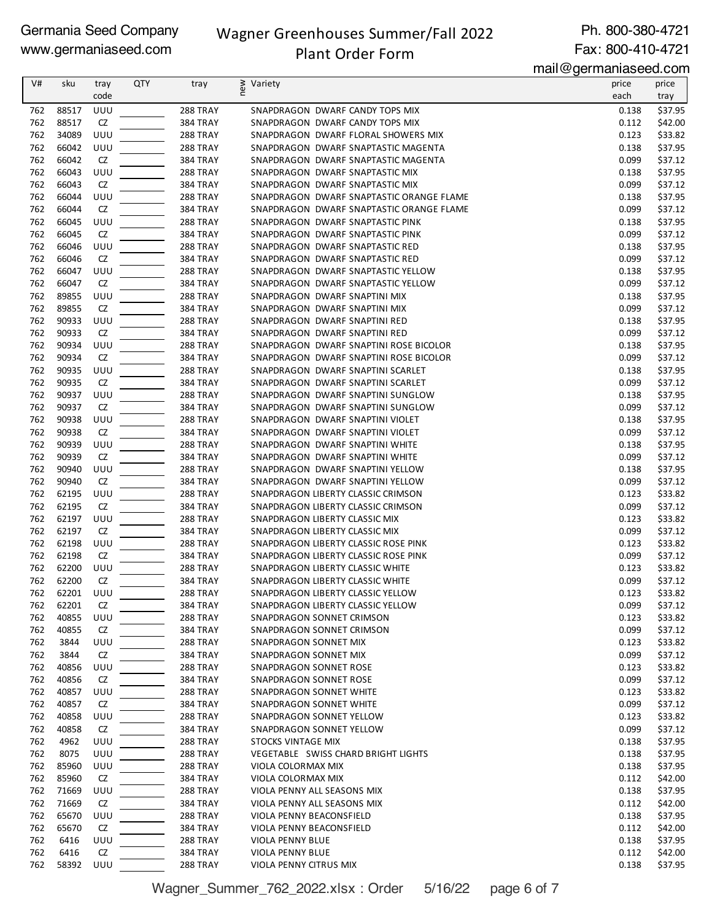Germania Seed Company
www.germaniaseed.com

Wagner Greenhouses Summer/Fall 2022
Plant Order Form

Ph. 800-380-4721
Fax: 800-410-4721
mail@germaniaseed.com

| V# | sku | tray code | QTY | tray | new | Variety | price each | price tray |
|---|---|---|---|---|---|---|---|---|
| 762 | 88517 | UUU | | 288 TRAY | | SNAPDRAGON DWARF CANDY TOPS MIX | 0.138 | $37.95 |
| 762 | 88517 | CZ | | 384 TRAY | | SNAPDRAGON DWARF CANDY TOPS MIX | 0.112 | $42.00 |
| 762 | 34089 | UUU | | 288 TRAY | | SNAPDRAGON DWARF FLORAL SHOWERS MIX | 0.123 | $33.82 |
| 762 | 66042 | UUU | | 288 TRAY | | SNAPDRAGON DWARF SNAPTASTIC MAGENTA | 0.138 | $37.95 |
| 762 | 66042 | CZ | | 384 TRAY | | SNAPDRAGON DWARF SNAPTASTIC MAGENTA | 0.099 | $37.12 |
| 762 | 66043 | UUU | | 288 TRAY | | SNAPDRAGON DWARF SNAPTASTIC MIX | 0.138 | $37.95 |
| 762 | 66043 | CZ | | 384 TRAY | | SNAPDRAGON DWARF SNAPTASTIC MIX | 0.099 | $37.12 |
| 762 | 66044 | UUU | | 288 TRAY | | SNAPDRAGON DWARF SNAPTASTIC ORANGE FLAME | 0.138 | $37.95 |
| 762 | 66044 | CZ | | 384 TRAY | | SNAPDRAGON DWARF SNAPTASTIC ORANGE FLAME | 0.099 | $37.12 |
| 762 | 66045 | UUU | | 288 TRAY | | SNAPDRAGON DWARF SNAPTASTIC PINK | 0.138 | $37.95 |
| 762 | 66045 | CZ | | 384 TRAY | | SNAPDRAGON DWARF SNAPTASTIC PINK | 0.099 | $37.12 |
| 762 | 66046 | UUU | | 288 TRAY | | SNAPDRAGON DWARF SNAPTASTIC RED | 0.138 | $37.95 |
| 762 | 66046 | CZ | | 384 TRAY | | SNAPDRAGON DWARF SNAPTASTIC RED | 0.099 | $37.12 |
| 762 | 66047 | UUU | | 288 TRAY | | SNAPDRAGON DWARF SNAPTASTIC YELLOW | 0.138 | $37.95 |
| 762 | 66047 | CZ | | 384 TRAY | | SNAPDRAGON DWARF SNAPTASTIC YELLOW | 0.099 | $37.12 |
| 762 | 89855 | UUU | | 288 TRAY | | SNAPDRAGON DWARF SNAPTINI MIX | 0.138 | $37.95 |
| 762 | 89855 | CZ | | 384 TRAY | | SNAPDRAGON DWARF SNAPTINI MIX | 0.099 | $37.12 |
| 762 | 90933 | UUU | | 288 TRAY | | SNAPDRAGON DWARF SNAPTINI RED | 0.138 | $37.95 |
| 762 | 90933 | CZ | | 384 TRAY | | SNAPDRAGON DWARF SNAPTINI RED | 0.099 | $37.12 |
| 762 | 90934 | UUU | | 288 TRAY | | SNAPDRAGON DWARF SNAPTINI ROSE BICOLOR | 0.138 | $37.95 |
| 762 | 90934 | CZ | | 384 TRAY | | SNAPDRAGON DWARF SNAPTINI ROSE BICOLOR | 0.099 | $37.12 |
| 762 | 90935 | UUU | | 288 TRAY | | SNAPDRAGON DWARF SNAPTINI SCARLET | 0.138 | $37.95 |
| 762 | 90935 | CZ | | 384 TRAY | | SNAPDRAGON DWARF SNAPTINI SCARLET | 0.099 | $37.12 |
| 762 | 90937 | UUU | | 288 TRAY | | SNAPDRAGON DWARF SNAPTINI SUNGLOW | 0.138 | $37.95 |
| 762 | 90937 | CZ | | 384 TRAY | | SNAPDRAGON DWARF SNAPTINI SUNGLOW | 0.099 | $37.12 |
| 762 | 90938 | UUU | | 288 TRAY | | SNAPDRAGON DWARF SNAPTINI VIOLET | 0.138 | $37.95 |
| 762 | 90938 | CZ | | 384 TRAY | | SNAPDRAGON DWARF SNAPTINI VIOLET | 0.099 | $37.12 |
| 762 | 90939 | UUU | | 288 TRAY | | SNAPDRAGON DWARF SNAPTINI WHITE | 0.138 | $37.95 |
| 762 | 90939 | CZ | | 384 TRAY | | SNAPDRAGON DWARF SNAPTINI WHITE | 0.099 | $37.12 |
| 762 | 90940 | UUU | | 288 TRAY | | SNAPDRAGON DWARF SNAPTINI YELLOW | 0.138 | $37.95 |
| 762 | 90940 | CZ | | 384 TRAY | | SNAPDRAGON DWARF SNAPTINI YELLOW | 0.099 | $37.12 |
| 762 | 62195 | UUU | | 288 TRAY | | SNAPDRAGON LIBERTY CLASSIC CRIMSON | 0.123 | $33.82 |
| 762 | 62195 | CZ | | 384 TRAY | | SNAPDRAGON LIBERTY CLASSIC CRIMSON | 0.099 | $37.12 |
| 762 | 62197 | UUU | | 288 TRAY | | SNAPDRAGON LIBERTY CLASSIC MIX | 0.123 | $33.82 |
| 762 | 62197 | CZ | | 384 TRAY | | SNAPDRAGON LIBERTY CLASSIC MIX | 0.099 | $37.12 |
| 762 | 62198 | UUU | | 288 TRAY | | SNAPDRAGON LIBERTY CLASSIC ROSE PINK | 0.123 | $33.82 |
| 762 | 62198 | CZ | | 384 TRAY | | SNAPDRAGON LIBERTY CLASSIC ROSE PINK | 0.099 | $37.12 |
| 762 | 62200 | UUU | | 288 TRAY | | SNAPDRAGON LIBERTY CLASSIC WHITE | 0.123 | $33.82 |
| 762 | 62200 | CZ | | 384 TRAY | | SNAPDRAGON LIBERTY CLASSIC WHITE | 0.099 | $37.12 |
| 762 | 62201 | UUU | | 288 TRAY | | SNAPDRAGON LIBERTY CLASSIC YELLOW | 0.123 | $33.82 |
| 762 | 62201 | CZ | | 384 TRAY | | SNAPDRAGON LIBERTY CLASSIC YELLOW | 0.099 | $37.12 |
| 762 | 40855 | UUU | | 288 TRAY | | SNAPDRAGON SONNET CRIMSON | 0.123 | $33.82 |
| 762 | 40855 | CZ | | 384 TRAY | | SNAPDRAGON SONNET CRIMSON | 0.099 | $37.12 |
| 762 | 3844 | UUU | | 288 TRAY | | SNAPDRAGON SONNET MIX | 0.123 | $33.82 |
| 762 | 3844 | CZ | | 384 TRAY | | SNAPDRAGON SONNET MIX | 0.099 | $37.12 |
| 762 | 40856 | UUU | | 288 TRAY | | SNAPDRAGON SONNET ROSE | 0.123 | $33.82 |
| 762 | 40856 | CZ | | 384 TRAY | | SNAPDRAGON SONNET ROSE | 0.099 | $37.12 |
| 762 | 40857 | UUU | | 288 TRAY | | SNAPDRAGON SONNET WHITE | 0.123 | $33.82 |
| 762 | 40857 | CZ | | 384 TRAY | | SNAPDRAGON SONNET WHITE | 0.099 | $37.12 |
| 762 | 40858 | UUU | | 288 TRAY | | SNAPDRAGON SONNET YELLOW | 0.123 | $33.82 |
| 762 | 40858 | CZ | | 384 TRAY | | SNAPDRAGON SONNET YELLOW | 0.099 | $37.12 |
| 762 | 4962 | UUU | | 288 TRAY | | STOCKS VINTAGE MIX | 0.138 | $37.95 |
| 762 | 8075 | UUU | | 288 TRAY | | VEGETABLE SWISS CHARD BRIGHT LIGHTS | 0.138 | $37.95 |
| 762 | 85960 | UUU | | 288 TRAY | | VIOLA COLORMAX MIX | 0.138 | $37.95 |
| 762 | 85960 | CZ | | 384 TRAY | | VIOLA COLORMAX MIX | 0.112 | $42.00 |
| 762 | 71669 | UUU | | 288 TRAY | | VIOLA PENNY ALL SEASONS MIX | 0.138 | $37.95 |
| 762 | 71669 | CZ | | 384 TRAY | | VIOLA PENNY ALL SEASONS MIX | 0.112 | $42.00 |
| 762 | 65670 | UUU | | 288 TRAY | | VIOLA PENNY BEACONSFIELD | 0.138 | $37.95 |
| 762 | 65670 | CZ | | 384 TRAY | | VIOLA PENNY BEACONSFIELD | 0.112 | $42.00 |
| 762 | 6416 | UUU | | 288 TRAY | | VIOLA PENNY BLUE | 0.138 | $37.95 |
| 762 | 6416 | CZ | | 384 TRAY | | VIOLA PENNY BLUE | 0.112 | $42.00 |
| 762 | 58392 | UUU | | 288 TRAY | | VIOLA PENNY CITRUS MIX | 0.138 | $37.95 |

Wagner_Summer_762_2022.xlsx : Order 5/16/22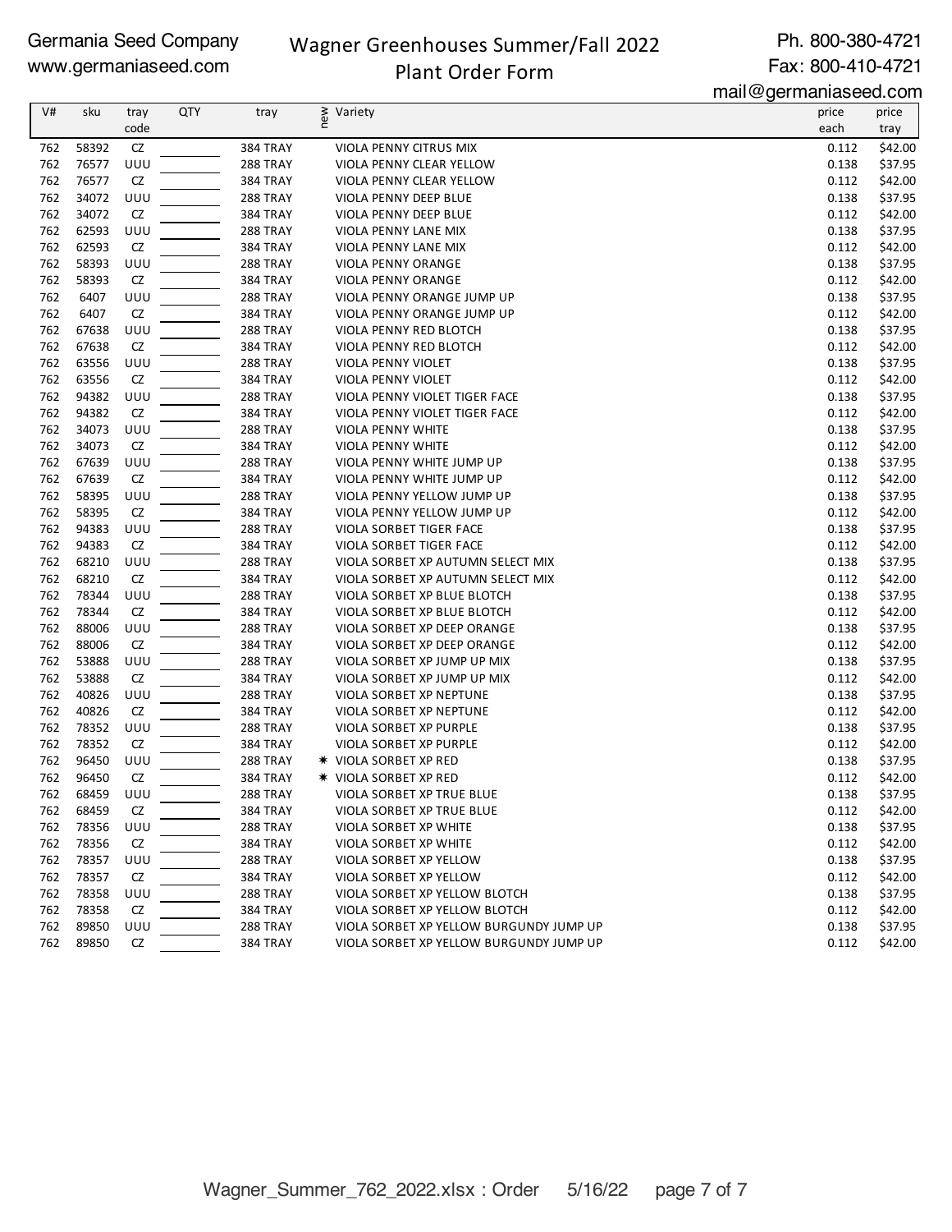Germania Seed Company
www.germaniaseed.com

# Wagner Greenhouses Summer/Fall 2022
## Plant Order Form

Ph. 800-380-4721
Fax: 800-410-4721
mail@germaniaseed.com

| V# | sku | tray code | QTY | tray | new | Variety | price each | price tray |
|---|---|---|---|---|---|---|---|---|
| 762 | 58392 | CZ | | 384 TRAY | | VIOLA PENNY CITRUS MIX | 0.112 | $42.00 |
| 762 | 76577 | UUU | | 288 TRAY | | VIOLA PENNY CLEAR YELLOW | 0.138 | $37.95 |
| 762 | 76577 | CZ | | 384 TRAY | | VIOLA PENNY CLEAR YELLOW | 0.112 | $42.00 |
| 762 | 34072 | UUU | | 288 TRAY | | VIOLA PENNY DEEP BLUE | 0.138 | $37.95 |
| 762 | 34072 | CZ | | 384 TRAY | | VIOLA PENNY DEEP BLUE | 0.112 | $42.00 |
| 762 | 62593 | UUU | | 288 TRAY | | VIOLA PENNY LANE MIX | 0.138 | $37.95 |
| 762 | 62593 | CZ | | 384 TRAY | | VIOLA PENNY LANE MIX | 0.112 | $42.00 |
| 762 | 58393 | UUU | | 288 TRAY | | VIOLA PENNY ORANGE | 0.138 | $37.95 |
| 762 | 58393 | CZ | | 384 TRAY | | VIOLA PENNY ORANGE | 0.112 | $42.00 |
| 762 | 6407 | UUU | | 288 TRAY | | VIOLA PENNY ORANGE JUMP UP | 0.138 | $37.95 |
| 762 | 6407 | CZ | | 384 TRAY | | VIOLA PENNY ORANGE JUMP UP | 0.112 | $42.00 |
| 762 | 67638 | UUU | | 288 TRAY | | VIOLA PENNY RED BLOTCH | 0.138 | $37.95 |
| 762 | 67638 | CZ | | 384 TRAY | | VIOLA PENNY RED BLOTCH | 0.112 | $42.00 |
| 762 | 63556 | UUU | | 288 TRAY | | VIOLA PENNY VIOLET | 0.138 | $37.95 |
| 762 | 63556 | CZ | | 384 TRAY | | VIOLA PENNY VIOLET | 0.112 | $42.00 |
| 762 | 94382 | UUU | | 288 TRAY | | VIOLA PENNY VIOLET TIGER FACE | 0.138 | $37.95 |
| 762 | 94382 | CZ | | 384 TRAY | | VIOLA PENNY VIOLET TIGER FACE | 0.112 | $42.00 |
| 762 | 34073 | UUU | | 288 TRAY | | VIOLA PENNY WHITE | 0.138 | $37.95 |
| 762 | 34073 | CZ | | 384 TRAY | | VIOLA PENNY WHITE | 0.112 | $42.00 |
| 762 | 67639 | UUU | | 288 TRAY | | VIOLA PENNY WHITE JUMP UP | 0.138 | $37.95 |
| 762 | 67639 | CZ | | 384 TRAY | | VIOLA PENNY WHITE JUMP UP | 0.112 | $42.00 |
| 762 | 58395 | UUU | | 288 TRAY | | VIOLA PENNY YELLOW JUMP UP | 0.138 | $37.95 |
| 762 | 58395 | CZ | | 384 TRAY | | VIOLA PENNY YELLOW JUMP UP | 0.112 | $42.00 |
| 762 | 94383 | UUU | | 288 TRAY | | VIOLA SORBET TIGER FACE | 0.138 | $37.95 |
| 762 | 94383 | CZ | | 384 TRAY | | VIOLA SORBET TIGER FACE | 0.112 | $42.00 |
| 762 | 68210 | UUU | | 288 TRAY | | VIOLA SORBET XP AUTUMN SELECT MIX | 0.138 | $37.95 |
| 762 | 68210 | CZ | | 384 TRAY | | VIOLA SORBET XP AUTUMN SELECT MIX | 0.112 | $42.00 |
| 762 | 78344 | UUU | | 288 TRAY | | VIOLA SORBET XP BLUE BLOTCH | 0.138 | $37.95 |
| 762 | 78344 | CZ | | 384 TRAY | | VIOLA SORBET XP BLUE BLOTCH | 0.112 | $42.00 |
| 762 | 88006 | UUU | | 288 TRAY | | VIOLA SORBET XP DEEP ORANGE | 0.138 | $37.95 |
| 762 | 88006 | CZ | | 384 TRAY | | VIOLA SORBET XP DEEP ORANGE | 0.112 | $42.00 |
| 762 | 53888 | UUU | | 288 TRAY | | VIOLA SORBET XP JUMP UP MIX | 0.138 | $37.95 |
| 762 | 53888 | CZ | | 384 TRAY | | VIOLA SORBET XP JUMP UP MIX | 0.112 | $42.00 |
| 762 | 40826 | UUU | | 288 TRAY | | VIOLA SORBET XP NEPTUNE | 0.138 | $37.95 |
| 762 | 40826 | CZ | | 384 TRAY | | VIOLA SORBET XP NEPTUNE | 0.112 | $42.00 |
| 762 | 78352 | UUU | | 288 TRAY | | VIOLA SORBET XP PURPLE | 0.138 | $37.95 |
| 762 | 78352 | CZ | | 384 TRAY | | VIOLA SORBET XP PURPLE | 0.112 | $42.00 |
| 762 | 96450 | UUU | | 288 TRAY | ✷ | VIOLA SORBET XP RED | 0.138 | $37.95 |
| 762 | 96450 | CZ | | 384 TRAY | ✷ | VIOLA SORBET XP RED | 0.112 | $42.00 |
| 762 | 68459 | UUU | | 288 TRAY | | VIOLA SORBET XP TRUE BLUE | 0.138 | $37.95 |
| 762 | 68459 | CZ | | 384 TRAY | | VIOLA SORBET XP TRUE BLUE | 0.112 | $42.00 |
| 762 | 78356 | UUU | | 288 TRAY | | VIOLA SORBET XP WHITE | 0.138 | $37.95 |
| 762 | 78356 | CZ | | 384 TRAY | | VIOLA SORBET XP WHITE | 0.112 | $42.00 |
| 762 | 78357 | UUU | | 288 TRAY | | VIOLA SORBET XP YELLOW | 0.138 | $37.95 |
| 762 | 78357 | CZ | | 384 TRAY | | VIOLA SORBET XP YELLOW | 0.112 | $42.00 |
| 762 | 78358 | UUU | | 288 TRAY | | VIOLA SORBET XP YELLOW BLOTCH | 0.138 | $37.95 |
| 762 | 78358 | CZ | | 384 TRAY | | VIOLA SORBET XP YELLOW BLOTCH | 0.112 | $42.00 |
| 762 | 89850 | UUU | | 288 TRAY | | VIOLA SORBET XP YELLOW BURGUNDY JUMP UP | 0.138 | $37.95 |
| 762 | 89850 | CZ | | 384 TRAY | | VIOLA SORBET XP YELLOW BURGUNDY JUMP UP | 0.112 | $42.00 |

Wagner_Summer_762_2022.xlsx : Order 5/16/22